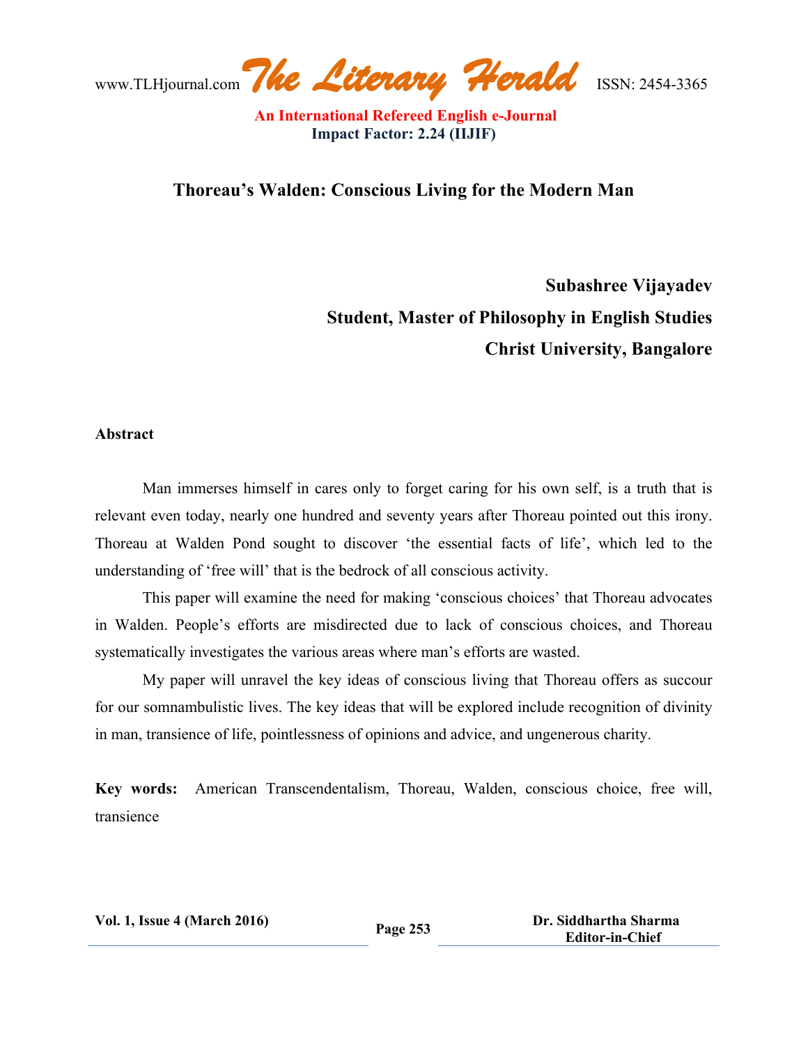# Thoreau's Walden: Conscious Living for the Modern Man

**Subashree Vijayadev**
**Student, Master of Philosophy in English Studies**
**Christ University, Bangalore**

## Abstract

Man immerses himself in cares only to forget caring for his own self, is a truth that is relevant even today, nearly one hundred and seventy years after Thoreau pointed out this irony. Thoreau at Walden Pond sought to discover 'the essential facts of life', which led to the understanding of 'free will' that is the bedrock of all conscious activity.

This paper will examine the need for making 'conscious choices' that Thoreau advocates in Walden. People's efforts are misdirected due to lack of conscious choices, and Thoreau systematically investigates the various areas where man's efforts are wasted.

My paper will unravel the key ideas of conscious living that Thoreau offers as succour for our somnambulistic lives. The key ideas that will be explored include recognition of divinity in man, transience of life, pointlessness of opinions and advice, and ungenerous charity.

**Key words:** American Transcendentalism, Thoreau, Walden, conscious choice, free will, transience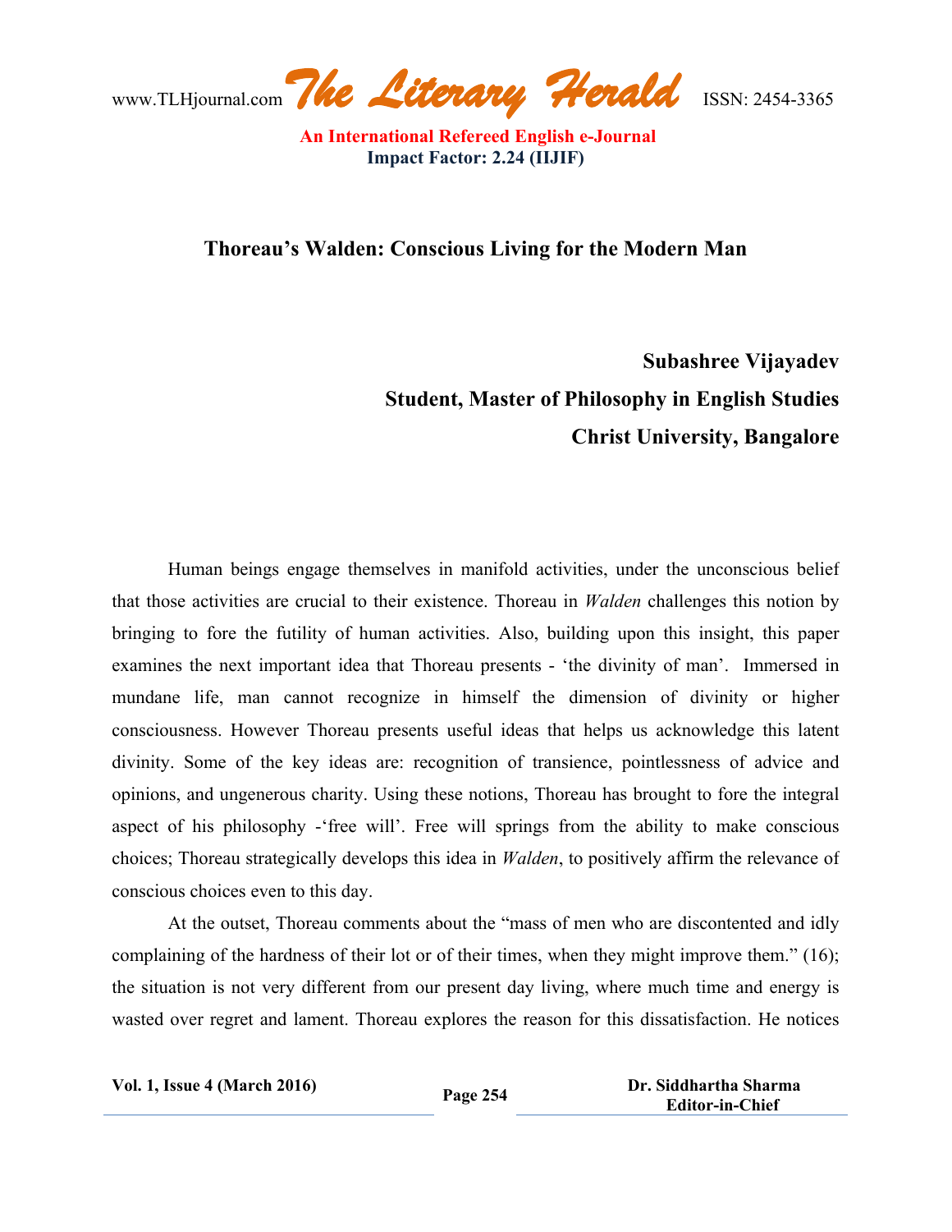## Thoreau's Walden: Conscious Living for the Modern Man

**Subashree Vijayadev**
**Student, Master of Philosophy in English Studies**
**Christ University, Bangalore**

Human beings engage themselves in manifold activities, under the unconscious belief that those activities are crucial to their existence. Thoreau in *Walden* challenges this notion by bringing to fore the futility of human activities. Also, building upon this insight, this paper examines the next important idea that Thoreau presents - 'the divinity of man'. Immersed in mundane life, man cannot recognize in himself the dimension of divinity or higher consciousness. However Thoreau presents useful ideas that helps us acknowledge this latent divinity. Some of the key ideas are: recognition of transience, pointlessness of advice and opinions, and ungenerous charity. Using these notions, Thoreau has brought to fore the integral aspect of his philosophy -'free will'. Free will springs from the ability to make conscious choices; Thoreau strategically develops this idea in *Walden*, to positively affirm the relevance of conscious choices even to this day.

At the outset, Thoreau comments about the "mass of men who are discontented and idly complaining of the hardness of their lot or of their times, when they might improve them." (16); the situation is not very different from our present day living, where much time and energy is wasted over regret and lament. Thoreau explores the reason for this dissatisfaction. He notices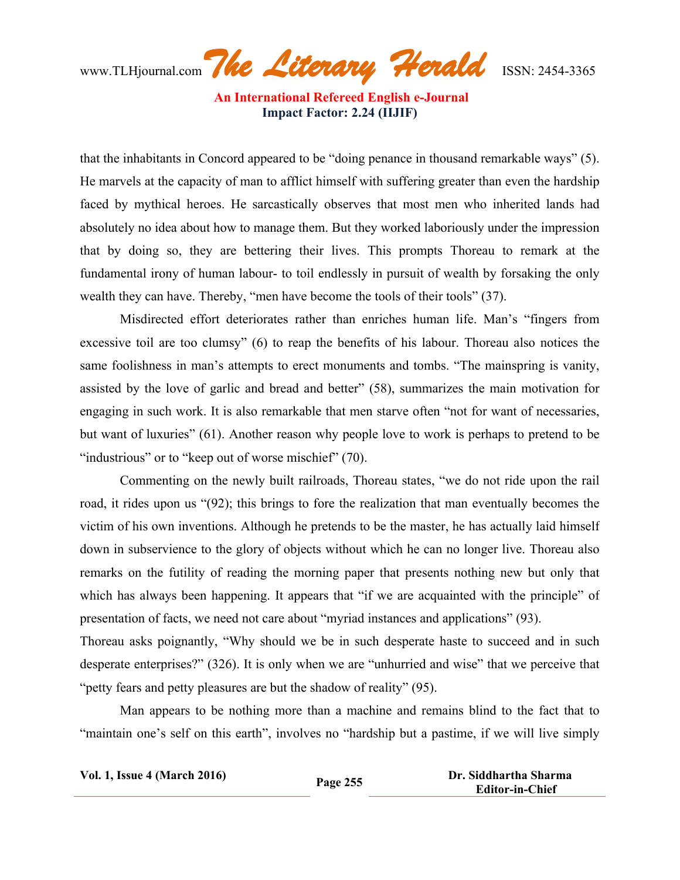that the inhabitants in Concord appeared to be "doing penance in thousand remarkable ways" (5). He marvels at the capacity of man to afflict himself with suffering greater than even the hardship faced by mythical heroes. He sarcastically observes that most men who inherited lands had absolutely no idea about how to manage them. But they worked laboriously under the impression that by doing so, they are bettering their lives. This prompts Thoreau to remark at the fundamental irony of human labour- to toil endlessly in pursuit of wealth by forsaking the only wealth they can have. Thereby, "men have become the tools of their tools" (37).

Misdirected effort deteriorates rather than enriches human life. Man's "fingers from excessive toil are too clumsy" (6) to reap the benefits of his labour. Thoreau also notices the same foolishness in man's attempts to erect monuments and tombs. "The mainspring is vanity, assisted by the love of garlic and bread and better" (58), summarizes the main motivation for engaging in such work. It is also remarkable that men starve often "not for want of necessaries, but want of luxuries" (61). Another reason why people love to work is perhaps to pretend to be "industrious" or to "keep out of worse mischief" (70).

Commenting on the newly built railroads, Thoreau states, "we do not ride upon the rail road, it rides upon us "(92); this brings to fore the realization that man eventually becomes the victim of his own inventions. Although he pretends to be the master, he has actually laid himself down in subservience to the glory of objects without which he can no longer live. Thoreau also remarks on the futility of reading the morning paper that presents nothing new but only that which has always been happening. It appears that "if we are acquainted with the principle" of presentation of facts, we need not care about "myriad instances and applications" (93).

Thoreau asks poignantly, "Why should we be in such desperate haste to succeed and in such desperate enterprises?" (326). It is only when we are "unhurried and wise" that we perceive that "petty fears and petty pleasures are but the shadow of reality" (95).

Man appears to be nothing more than a machine and remains blind to the fact that to "maintain one's self on this earth", involves no "hardship but a pastime, if we will live simply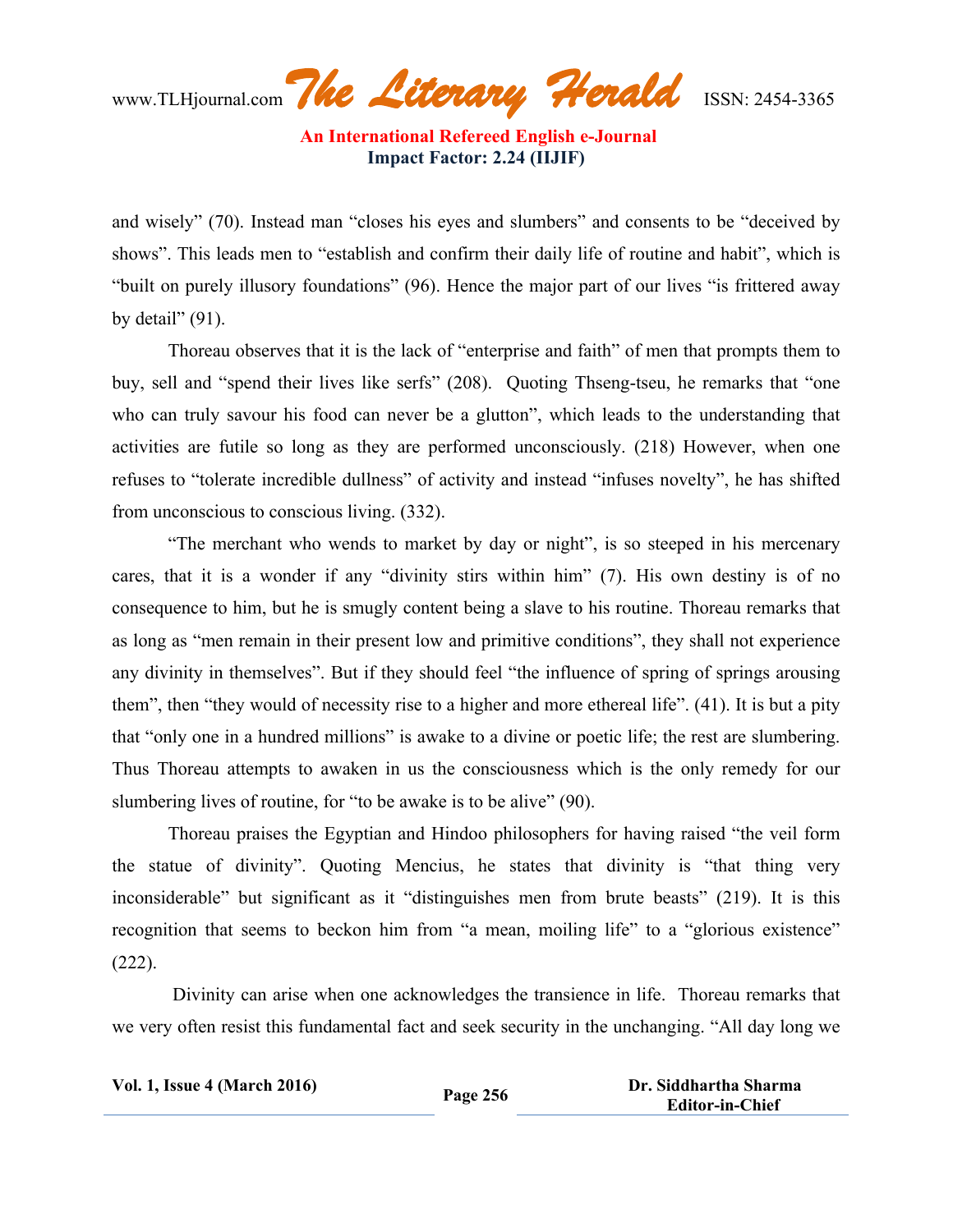and wisely" (70). Instead man "closes his eyes and slumbers" and consents to be "deceived by shows". This leads men to "establish and confirm their daily life of routine and habit", which is "built on purely illusory foundations" (96). Hence the major part of our lives "is frittered away by detail" (91).

Thoreau observes that it is the lack of "enterprise and faith" of men that prompts them to buy, sell and "spend their lives like serfs" (208). Quoting Thseng-tseu, he remarks that "one who can truly savour his food can never be a glutton", which leads to the understanding that activities are futile so long as they are performed unconsciously. (218) However, when one refuses to "tolerate incredible dullness" of activity and instead "infuses novelty", he has shifted from unconscious to conscious living. (332).

"The merchant who wends to market by day or night", is so steeped in his mercenary cares, that it is a wonder if any "divinity stirs within him" (7). His own destiny is of no consequence to him, but he is smugly content being a slave to his routine. Thoreau remarks that as long as "men remain in their present low and primitive conditions", they shall not experience any divinity in themselves". But if they should feel "the influence of spring of springs arousing them", then "they would of necessity rise to a higher and more ethereal life". (41). It is but a pity that "only one in a hundred millions" is awake to a divine or poetic life; the rest are slumbering. Thus Thoreau attempts to awaken in us the consciousness which is the only remedy for our slumbering lives of routine, for "to be awake is to be alive" (90).

Thoreau praises the Egyptian and Hindoo philosophers for having raised "the veil form the statue of divinity". Quoting Mencius, he states that divinity is "that thing very inconsiderable" but significant as it "distinguishes men from brute beasts" (219). It is this recognition that seems to beckon him from "a mean, moiling life" to a "glorious existence" (222).

Divinity can arise when one acknowledges the transience in life. Thoreau remarks that we very often resist this fundamental fact and seek security in the unchanging. "All day long we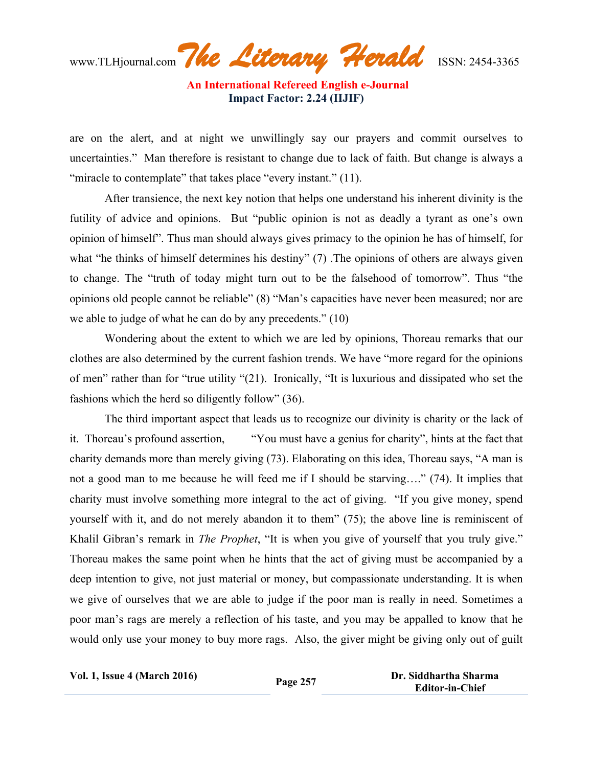are on the alert, and at night we unwillingly say our prayers and commit ourselves to uncertainties." Man therefore is resistant to change due to lack of faith. But change is always a "miracle to contemplate" that takes place "every instant." (11).

After transience, the next key notion that helps one understand his inherent divinity is the futility of advice and opinions. But "public opinion is not as deadly a tyrant as one's own opinion of himself". Thus man should always gives primacy to the opinion he has of himself, for what "he thinks of himself determines his destiny" (7) .The opinions of others are always given to change. The "truth of today might turn out to be the falsehood of tomorrow". Thus "the opinions old people cannot be reliable" (8) "Man's capacities have never been measured; nor are we able to judge of what he can do by any precedents." (10)

Wondering about the extent to which we are led by opinions, Thoreau remarks that our clothes are also determined by the current fashion trends. We have "more regard for the opinions of men" rather than for "true utility "(21). Ironically, "It is luxurious and dissipated who set the fashions which the herd so diligently follow" (36).

The third important aspect that leads us to recognize our divinity is charity or the lack of it. Thoreau's profound assertion, "You must have a genius for charity", hints at the fact that charity demands more than merely giving (73). Elaborating on this idea, Thoreau says, "A man is not a good man to me because he will feed me if I should be starving…." (74). It implies that charity must involve something more integral to the act of giving. "If you give money, spend yourself with it, and do not merely abandon it to them" (75); the above line is reminiscent of Khalil Gibran's remark in *The Prophet*, "It is when you give of yourself that you truly give." Thoreau makes the same point when he hints that the act of giving must be accompanied by a deep intention to give, not just material or money, but compassionate understanding. It is when we give of ourselves that we are able to judge if the poor man is really in need. Sometimes a poor man's rags are merely a reflection of his taste, and you may be appalled to know that he would only use your money to buy more rags. Also, the giver might be giving only out of guilt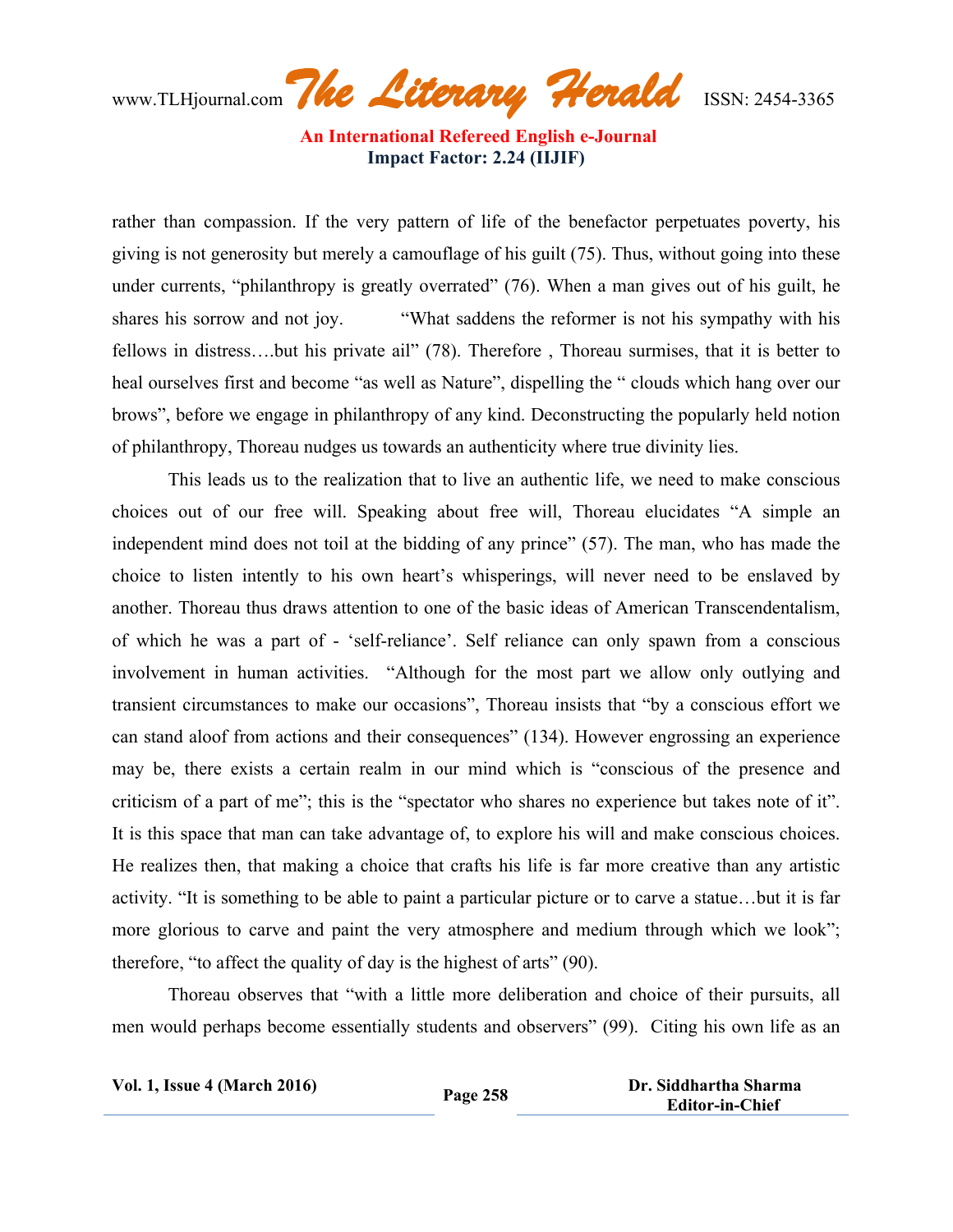rather than compassion. If the very pattern of life of the benefactor perpetuates poverty, his giving is not generosity but merely a camouflage of his guilt (75). Thus, without going into these under currents, "philanthropy is greatly overrated" (76). When a man gives out of his guilt, he shares his sorrow and not joy. "What saddens the reformer is not his sympathy with his fellows in distress….but his private ail" (78). Therefore , Thoreau surmises, that it is better to heal ourselves first and become "as well as Nature", dispelling the " clouds which hang over our brows", before we engage in philanthropy of any kind. Deconstructing the popularly held notion of philanthropy, Thoreau nudges us towards an authenticity where true divinity lies.

This leads us to the realization that to live an authentic life, we need to make conscious choices out of our free will. Speaking about free will, Thoreau elucidates "A simple an independent mind does not toil at the bidding of any prince" (57). The man, who has made the choice to listen intently to his own heart's whisperings, will never need to be enslaved by another. Thoreau thus draws attention to one of the basic ideas of American Transcendentalism, of which he was a part of - 'self-reliance'. Self reliance can only spawn from a conscious involvement in human activities. "Although for the most part we allow only outlying and transient circumstances to make our occasions", Thoreau insists that "by a conscious effort we can stand aloof from actions and their consequences" (134). However engrossing an experience may be, there exists a certain realm in our mind which is "conscious of the presence and criticism of a part of me"; this is the "spectator who shares no experience but takes note of it". It is this space that man can take advantage of, to explore his will and make conscious choices. He realizes then, that making a choice that crafts his life is far more creative than any artistic activity. "It is something to be able to paint a particular picture or to carve a statue…but it is far more glorious to carve and paint the very atmosphere and medium through which we look"; therefore, "to affect the quality of day is the highest of arts" (90).

Thoreau observes that "with a little more deliberation and choice of their pursuits, all men would perhaps become essentially students and observers" (99). Citing his own life as an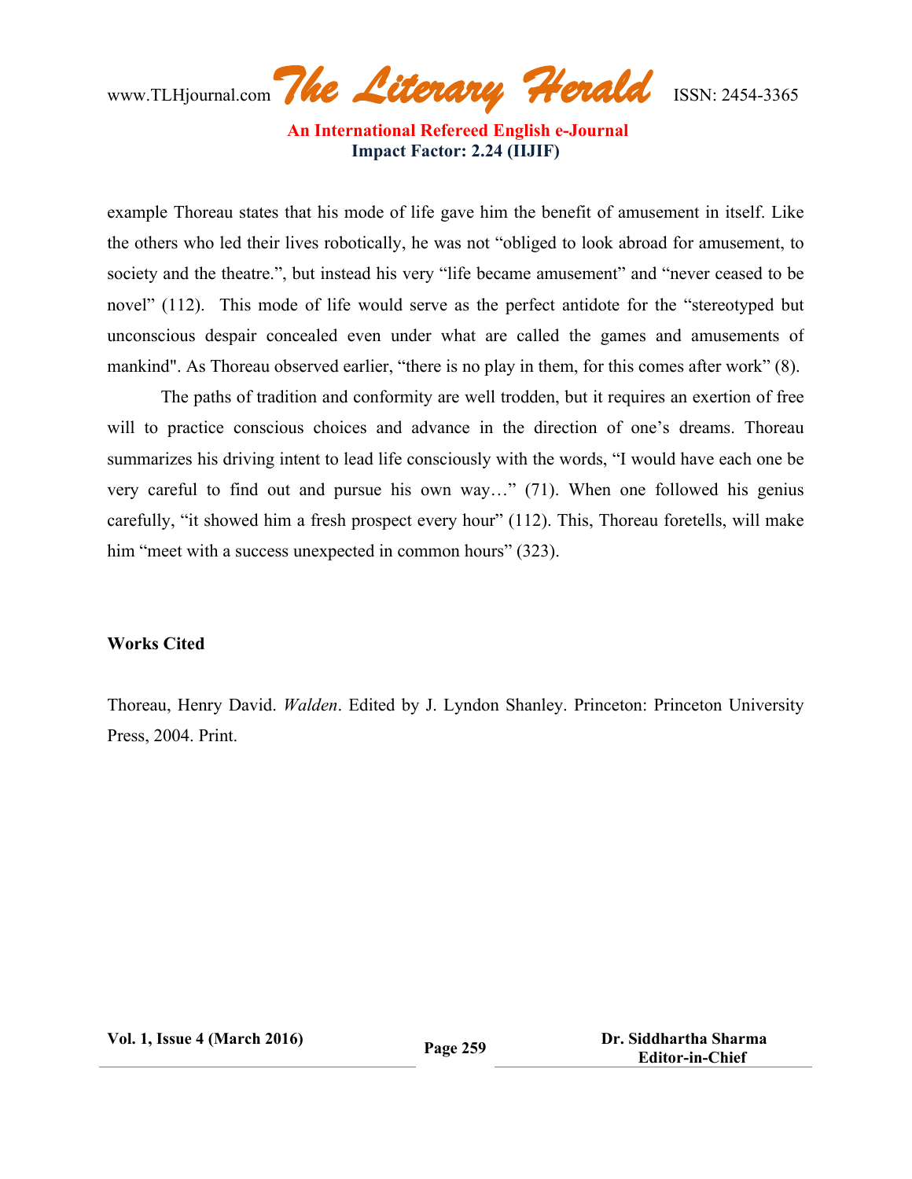example Thoreau states that his mode of life gave him the benefit of amusement in itself. Like the others who led their lives robotically, he was not "obliged to look abroad for amusement, to society and the theatre.", but instead his very "life became amusement" and "never ceased to be novel" (112). This mode of life would serve as the perfect antidote for the "stereotyped but unconscious despair concealed even under what are called the games and amusements of mankind". As Thoreau observed earlier, "there is no play in them, for this comes after work" (8).

The paths of tradition and conformity are well trodden, but it requires an exertion of free will to practice conscious choices and advance in the direction of one's dreams. Thoreau summarizes his driving intent to lead life consciously with the words, "I would have each one be very careful to find out and pursue his own way…" (71). When one followed his genius carefully, "it showed him a fresh prospect every hour" (112). This, Thoreau foretells, will make him "meet with a success unexpected in common hours" (323).

**Works Cited**

Thoreau, Henry David. *Walden*. Edited by J. Lyndon Shanley. Princeton: Princeton University Press, 2004. Print.